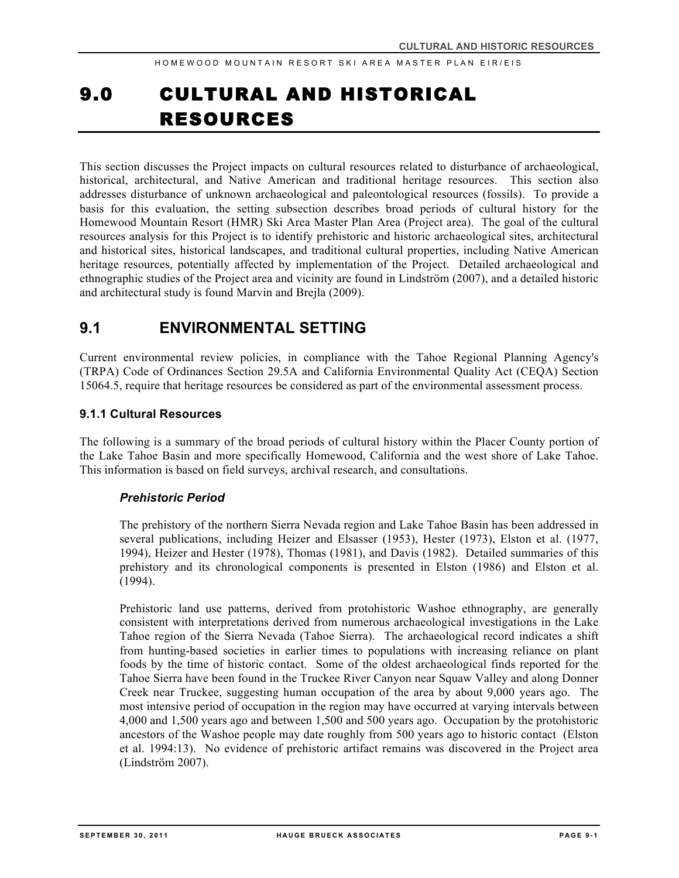# 9.0 CULTURAL AND HISTORICAL RESOURCES

This section discusses the Project impacts on cultural resources related to disturbance of archaeological, historical, architectural, and Native American and traditional heritage resources. This section also addresses disturbance of unknown archaeological and paleontological resources (fossils). To provide a basis for this evaluation, the setting subsection describes broad periods of cultural history for the Homewood Mountain Resort (HMR) Ski Area Master Plan Area (Project area). The goal of the cultural resources analysis for this Project is to identify prehistoric and historic archaeological sites, architectural and historical sites, historical landscapes, and traditional cultural properties, including Native American heritage resources, potentially affected by implementation of the Project. Detailed archaeological and ethnographic studies of the Project area and vicinity are found in Lindström (2007), and a detailed historic and architectural study is found Marvin and Brejla (2009).

## 9.1 ENVIRONMENTAL SETTING

Current environmental review policies, in compliance with the Tahoe Regional Planning Agency's (TRPA) Code of Ordinances Section 29.5A and California Environmental Quality Act (CEQA) Section 15064.5, require that heritage resources be considered as part of the environmental assessment process.

### 9.1.1 Cultural Resources

The following is a summary of the broad periods of cultural history within the Placer County portion of the Lake Tahoe Basin and more specifically Homewood, California and the west shore of Lake Tahoe. This information is based on field surveys, archival research, and consultations.

#### *Prehistoric Period*

The prehistory of the northern Sierra Nevada region and Lake Tahoe Basin has been addressed in several publications, including Heizer and Elsasser (1953), Hester (1973), Elston et al. (1977, 1994), Heizer and Hester (1978), Thomas (1981), and Davis (1982). Detailed summaries of this prehistory and its chronological components is presented in Elston (1986) and Elston et al. (1994).

Prehistoric land use patterns, derived from protohistoric Washoe ethnography, are generally consistent with interpretations derived from numerous archaeological investigations in the Lake Tahoe region of the Sierra Nevada (Tahoe Sierra). The archaeological record indicates a shift from hunting-based societies in earlier times to populations with increasing reliance on plant foods by the time of historic contact. Some of the oldest archaeological finds reported for the Tahoe Sierra have been found in the Truckee River Canyon near Squaw Valley and along Donner Creek near Truckee, suggesting human occupation of the area by about 9,000 years ago. The most intensive period of occupation in the region may have occurred at varying intervals between 4,000 and 1,500 years ago and between 1,500 and 500 years ago. Occupation by the protohistoric ancestors of the Washoe people may date roughly from 500 years ago to historic contact (Elston et al. 1994:13). No evidence of prehistoric artifact remains was discovered in the Project area (Lindström 2007).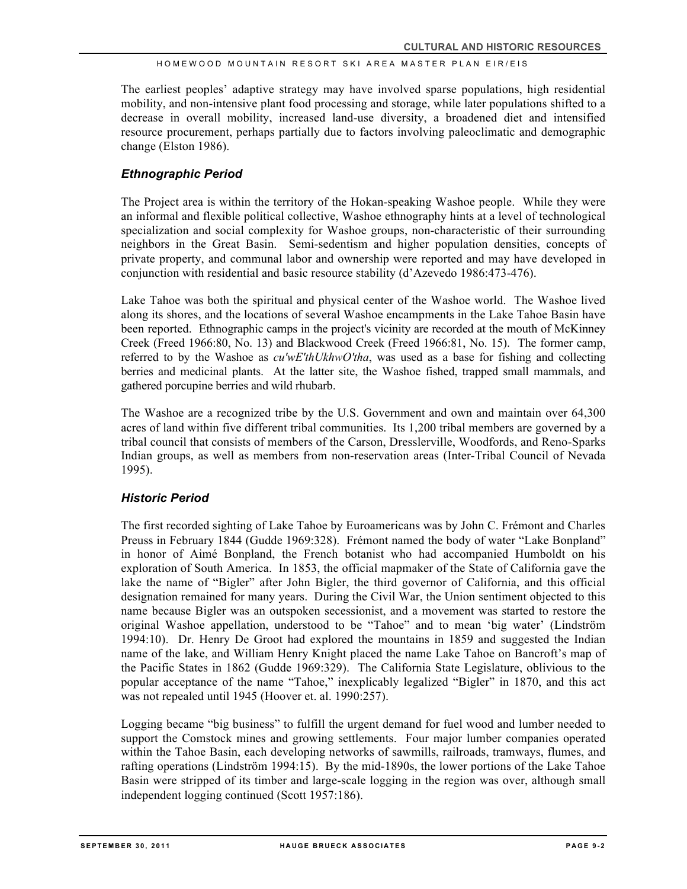The earliest peoples' adaptive strategy may have involved sparse populations, high residential mobility, and non-intensive plant food processing and storage, while later populations shifted to a decrease in overall mobility, increased land-use diversity, a broadened diet and intensified resource procurement, perhaps partially due to factors involving paleoclimatic and demographic change (Elston 1986).

### *Ethnographic Period*

The Project area is within the territory of the Hokan-speaking Washoe people. While they were an informal and flexible political collective, Washoe ethnography hints at a level of technological specialization and social complexity for Washoe groups, non-characteristic of their surrounding neighbors in the Great Basin. Semi-sedentism and higher population densities, concepts of private property, and communal labor and ownership were reported and may have developed in conjunction with residential and basic resource stability (d'Azevedo 1986:473-476).

Lake Tahoe was both the spiritual and physical center of the Washoe world. The Washoe lived along its shores, and the locations of several Washoe encampments in the Lake Tahoe Basin have been reported. Ethnographic camps in the project's vicinity are recorded at the mouth of McKinney Creek (Freed 1966:80, No. 13) and Blackwood Creek (Freed 1966:81, No. 15). The former camp, referred to by the Washoe as *cu'wE'thUkhwO'tha*, was used as a base for fishing and collecting berries and medicinal plants. At the latter site, the Washoe fished, trapped small mammals, and gathered porcupine berries and wild rhubarb.

The Washoe are a recognized tribe by the U.S. Government and own and maintain over 64,300 acres of land within five different tribal communities. Its 1,200 tribal members are governed by a tribal council that consists of members of the Carson, Dresslerville, Woodfords, and Reno-Sparks Indian groups, as well as members from non-reservation areas (Inter-Tribal Council of Nevada 1995).

### *Historic Period*

The first recorded sighting of Lake Tahoe by Euroamericans was by John C. Frémont and Charles Preuss in February 1844 (Gudde 1969:328). Frémont named the body of water "Lake Bonpland" in honor of Aimé Bonpland, the French botanist who had accompanied Humboldt on his exploration of South America. In 1853, the official mapmaker of the State of California gave the lake the name of "Bigler" after John Bigler, the third governor of California, and this official designation remained for many years. During the Civil War, the Union sentiment objected to this name because Bigler was an outspoken secessionist, and a movement was started to restore the original Washoe appellation, understood to be "Tahoe" and to mean 'big water' (Lindström 1994:10). Dr. Henry De Groot had explored the mountains in 1859 and suggested the Indian name of the lake, and William Henry Knight placed the name Lake Tahoe on Bancroft's map of the Pacific States in 1862 (Gudde 1969:329). The California State Legislature, oblivious to the popular acceptance of the name "Tahoe," inexplicably legalized "Bigler" in 1870, and this act was not repealed until 1945 (Hoover et. al. 1990:257).

Logging became "big business" to fulfill the urgent demand for fuel wood and lumber needed to support the Comstock mines and growing settlements. Four major lumber companies operated within the Tahoe Basin, each developing networks of sawmills, railroads, tramways, flumes, and rafting operations (Lindström 1994:15). By the mid-1890s, the lower portions of the Lake Tahoe Basin were stripped of its timber and large-scale logging in the region was over, although small independent logging continued (Scott 1957:186).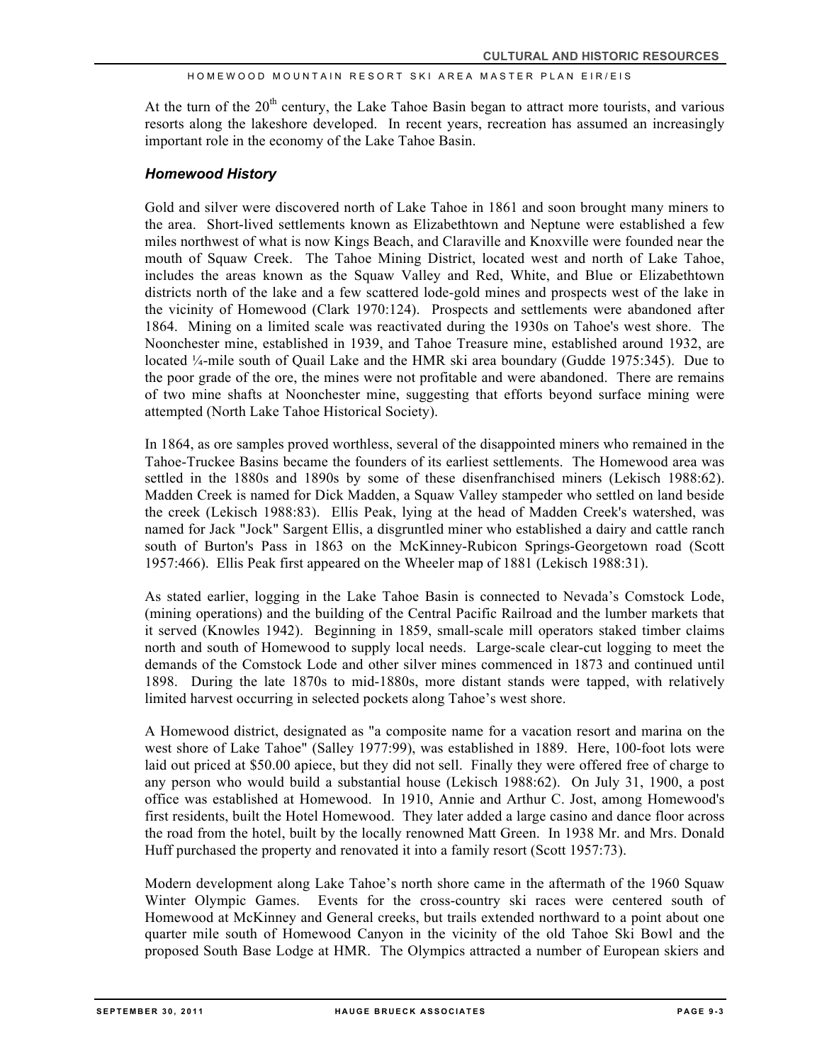At the turn of the 20th century, the Lake Tahoe Basin began to attract more tourists, and various resorts along the lakeshore developed. In recent years, recreation has assumed an increasingly important role in the economy of the Lake Tahoe Basin.

### *Homewood History*

Gold and silver were discovered north of Lake Tahoe in 1861 and soon brought many miners to the area. Short-lived settlements known as Elizabethtown and Neptune were established a few miles northwest of what is now Kings Beach, and Claraville and Knoxville were founded near the mouth of Squaw Creek. The Tahoe Mining District, located west and north of Lake Tahoe, includes the areas known as the Squaw Valley and Red, White, and Blue or Elizabethtown districts north of the lake and a few scattered lode-gold mines and prospects west of the lake in the vicinity of Homewood (Clark 1970:124). Prospects and settlements were abandoned after 1864. Mining on a limited scale was reactivated during the 1930s on Tahoe's west shore. The Noonchester mine, established in 1939, and Tahoe Treasure mine, established around 1932, are located ¼-mile south of Quail Lake and the HMR ski area boundary (Gudde 1975:345). Due to the poor grade of the ore, the mines were not profitable and were abandoned. There are remains of two mine shafts at Noonchester mine, suggesting that efforts beyond surface mining were attempted (North Lake Tahoe Historical Society).

In 1864, as ore samples proved worthless, several of the disappointed miners who remained in the Tahoe-Truckee Basins became the founders of its earliest settlements. The Homewood area was settled in the 1880s and 1890s by some of these disenfranchised miners (Lekisch 1988:62). Madden Creek is named for Dick Madden, a Squaw Valley stampeder who settled on land beside the creek (Lekisch 1988:83). Ellis Peak, lying at the head of Madden Creek's watershed, was named for Jack "Jock" Sargent Ellis, a disgruntled miner who established a dairy and cattle ranch south of Burton's Pass in 1863 on the McKinney-Rubicon Springs-Georgetown road (Scott 1957:466). Ellis Peak first appeared on the Wheeler map of 1881 (Lekisch 1988:31).

As stated earlier, logging in the Lake Tahoe Basin is connected to Nevada's Comstock Lode, (mining operations) and the building of the Central Pacific Railroad and the lumber markets that it served (Knowles 1942). Beginning in 1859, small-scale mill operators staked timber claims north and south of Homewood to supply local needs. Large-scale clear-cut logging to meet the demands of the Comstock Lode and other silver mines commenced in 1873 and continued until 1898. During the late 1870s to mid-1880s, more distant stands were tapped, with relatively limited harvest occurring in selected pockets along Tahoe's west shore.

A Homewood district, designated as "a composite name for a vacation resort and marina on the west shore of Lake Tahoe" (Salley 1977:99), was established in 1889. Here, 100-foot lots were laid out priced at $50.00 apiece, but they did not sell. Finally they were offered free of charge to any person who would build a substantial house (Lekisch 1988:62). On July 31, 1900, a post office was established at Homewood. In 1910, Annie and Arthur C. Jost, among Homewood's first residents, built the Hotel Homewood. They later added a large casino and dance floor across the road from the hotel, built by the locally renowned Matt Green. In 1938 Mr. and Mrs. Donald Huff purchased the property and renovated it into a family resort (Scott 1957:73).

Modern development along Lake Tahoe's north shore came in the aftermath of the 1960 Squaw Winter Olympic Games. Events for the cross-country ski races were centered south of Homewood at McKinney and General creeks, but trails extended northward to a point about one quarter mile south of Homewood Canyon in the vicinity of the old Tahoe Ski Bowl and the proposed South Base Lodge at HMR. The Olympics attracted a number of European skiers and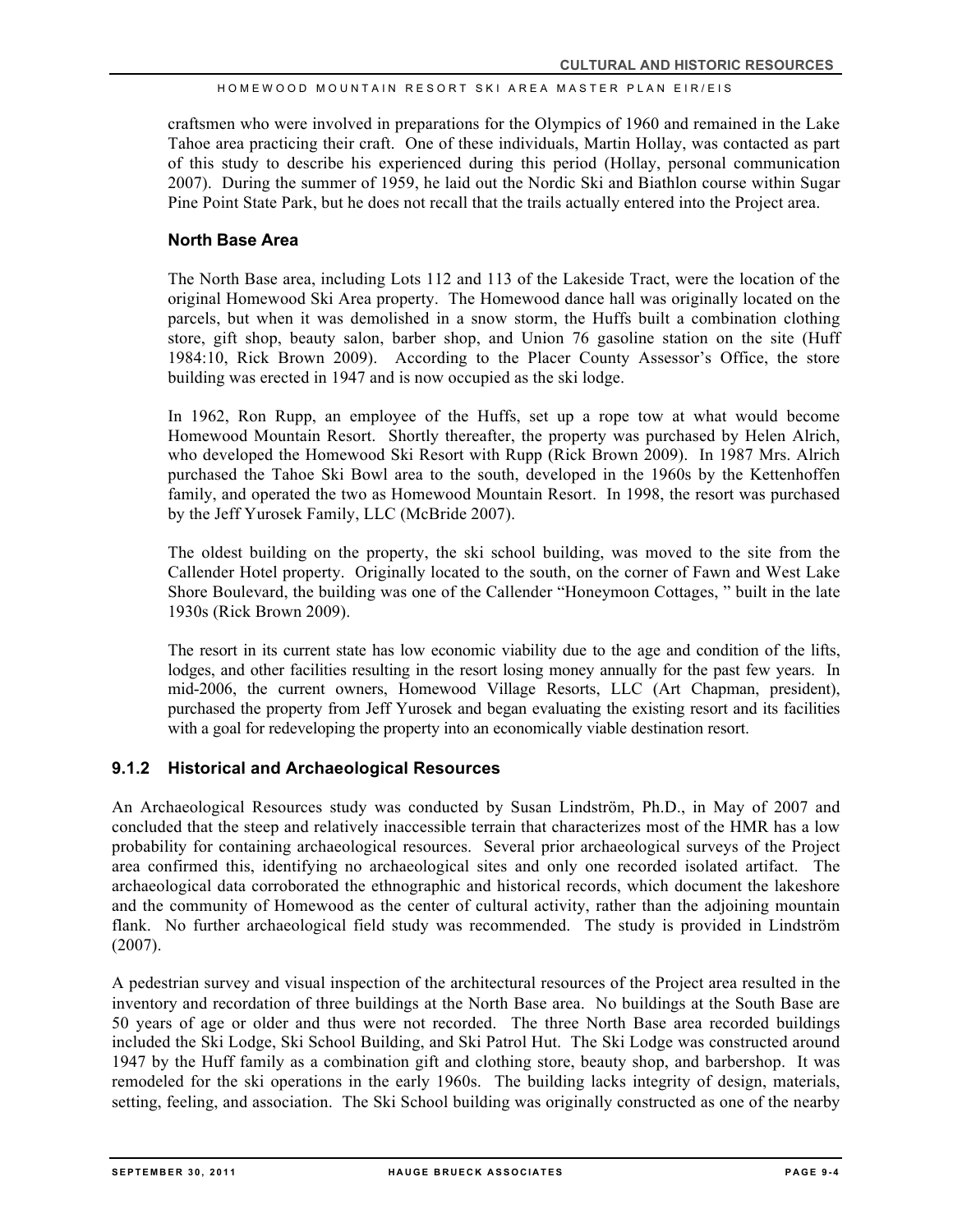craftsmen who were involved in preparations for the Olympics of 1960 and remained in the Lake Tahoe area practicing their craft. One of these individuals, Martin Hollay, was contacted as part of this study to describe his experienced during this period (Hollay, personal communication 2007). During the summer of 1959, he laid out the Nordic Ski and Biathlon course within Sugar Pine Point State Park, but he does not recall that the trails actually entered into the Project area.

### North Base Area

The North Base area, including Lots 112 and 113 of the Lakeside Tract, were the location of the original Homewood Ski Area property. The Homewood dance hall was originally located on the parcels, but when it was demolished in a snow storm, the Huffs built a combination clothing store, gift shop, beauty salon, barber shop, and Union 76 gasoline station on the site (Huff 1984:10, Rick Brown 2009). According to the Placer County Assessor's Office, the store building was erected in 1947 and is now occupied as the ski lodge.

In 1962, Ron Rupp, an employee of the Huffs, set up a rope tow at what would become Homewood Mountain Resort. Shortly thereafter, the property was purchased by Helen Alrich, who developed the Homewood Ski Resort with Rupp (Rick Brown 2009). In 1987 Mrs. Alrich purchased the Tahoe Ski Bowl area to the south, developed in the 1960s by the Kettenhoffen family, and operated the two as Homewood Mountain Resort. In 1998, the resort was purchased by the Jeff Yurosek Family, LLC (McBride 2007).

The oldest building on the property, the ski school building, was moved to the site from the Callender Hotel property. Originally located to the south, on the corner of Fawn and West Lake Shore Boulevard, the building was one of the Callender "Honeymoon Cottages, " built in the late 1930s (Rick Brown 2009).

The resort in its current state has low economic viability due to the age and condition of the lifts, lodges, and other facilities resulting in the resort losing money annually for the past few years. In mid-2006, the current owners, Homewood Village Resorts, LLC (Art Chapman, president), purchased the property from Jeff Yurosek and began evaluating the existing resort and its facilities with a goal for redeveloping the property into an economically viable destination resort.

## 9.1.2 Historical and Archaeological Resources

An Archaeological Resources study was conducted by Susan Lindström, Ph.D., in May of 2007 and concluded that the steep and relatively inaccessible terrain that characterizes most of the HMR has a low probability for containing archaeological resources. Several prior archaeological surveys of the Project area confirmed this, identifying no archaeological sites and only one recorded isolated artifact. The archaeological data corroborated the ethnographic and historical records, which document the lakeshore and the community of Homewood as the center of cultural activity, rather than the adjoining mountain flank. No further archaeological field study was recommended. The study is provided in Lindström (2007).

A pedestrian survey and visual inspection of the architectural resources of the Project area resulted in the inventory and recordation of three buildings at the North Base area. No buildings at the South Base are 50 years of age or older and thus were not recorded. The three North Base area recorded buildings included the Ski Lodge, Ski School Building, and Ski Patrol Hut. The Ski Lodge was constructed around 1947 by the Huff family as a combination gift and clothing store, beauty shop, and barbershop. It was remodeled for the ski operations in the early 1960s. The building lacks integrity of design, materials, setting, feeling, and association. The Ski School building was originally constructed as one of the nearby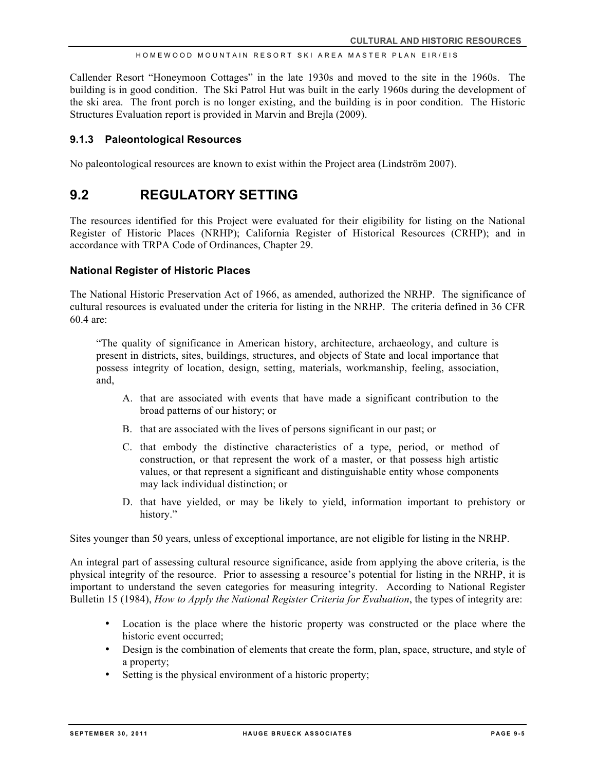Callender Resort “Honeymoon Cottages” in the late 1930s and moved to the site in the 1960s. The building is in good condition. The Ski Patrol Hut was built in the early 1960s during the development of the ski area. The front porch is no longer existing, and the building is in poor condition. The Historic Structures Evaluation report is provided in Marvin and Brejla (2009).

### 9.1.3 Paleontological Resources

No paleontological resources are known to exist within the Project area (Lindström 2007).

## 9.2 REGULATORY SETTING

The resources identified for this Project were evaluated for their eligibility for listing on the National Register of Historic Places (NRHP); California Register of Historical Resources (CRHP); and in accordance with TRPA Code of Ordinances, Chapter 29.

#### National Register of Historic Places

The National Historic Preservation Act of 1966, as amended, authorized the NRHP. The significance of cultural resources is evaluated under the criteria for listing in the NRHP. The criteria defined in 36 CFR 60.4 are:

> “The quality of significance in American history, architecture, archaeology, and culture is present in districts, sites, buildings, structures, and objects of State and local importance that possess integrity of location, design, setting, materials, workmanship, feeling, association, and,
>
> A. that are associated with events that have made a significant contribution to the broad patterns of our history; or
>
> B. that are associated with the lives of persons significant in our past; or
>
> C. that embody the distinctive characteristics of a type, period, or method of construction, or that represent the work of a master, or that possess high artistic values, or that represent a significant and distinguishable entity whose components may lack individual distinction; or
>
> D. that have yielded, or may be likely to yield, information important to prehistory or history.”

Sites younger than 50 years, unless of exceptional importance, are not eligible for listing in the NRHP.

An integral part of assessing cultural resource significance, aside from applying the above criteria, is the physical integrity of the resource. Prior to assessing a resource’s potential for listing in the NRHP, it is important to understand the seven categories for measuring integrity. According to National Register Bulletin 15 (1984), *How to Apply the National Register Criteria for Evaluation*, the types of integrity are:

- Location is the place where the historic property was constructed or the place where the historic event occurred;
- Design is the combination of elements that create the form, plan, space, structure, and style of a property;
- Setting is the physical environment of a historic property;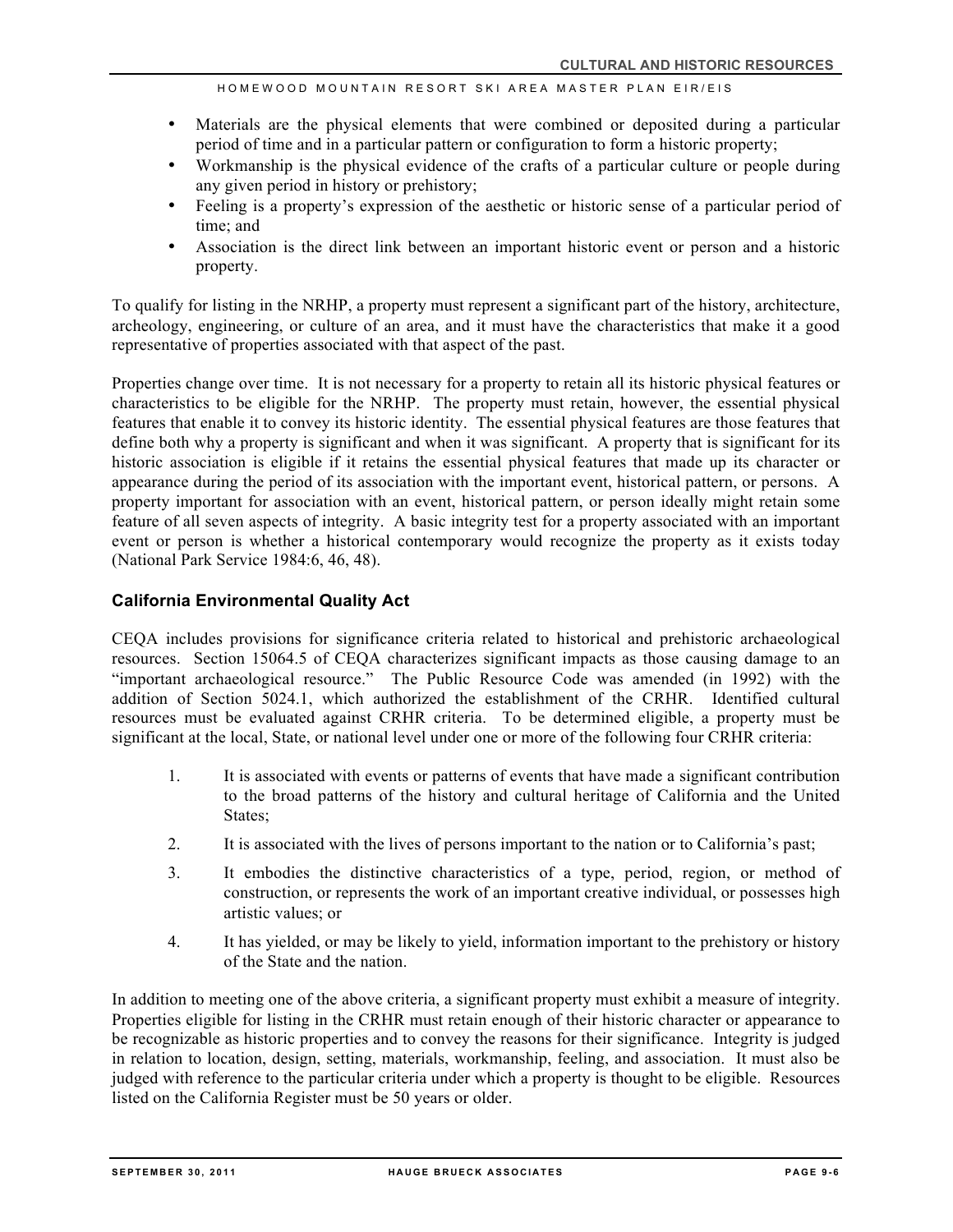- Materials are the physical elements that were combined or deposited during a particular period of time and in a particular pattern or configuration to form a historic property;
- Workmanship is the physical evidence of the crafts of a particular culture or people during any given period in history or prehistory;
- Feeling is a property's expression of the aesthetic or historic sense of a particular period of time; and
- Association is the direct link between an important historic event or person and a historic property.

To qualify for listing in the NRHP, a property must represent a significant part of the history, architecture, archeology, engineering, or culture of an area, and it must have the characteristics that make it a good representative of properties associated with that aspect of the past.

Properties change over time. It is not necessary for a property to retain all its historic physical features or characteristics to be eligible for the NRHP. The property must retain, however, the essential physical features that enable it to convey its historic identity. The essential physical features are those features that define both why a property is significant and when it was significant. A property that is significant for its historic association is eligible if it retains the essential physical features that made up its character or appearance during the period of its association with the important event, historical pattern, or persons. A property important for association with an event, historical pattern, or person ideally might retain some feature of all seven aspects of integrity. A basic integrity test for a property associated with an important event or person is whether a historical contemporary would recognize the property as it exists today (National Park Service 1984:6, 46, 48).

### California Environmental Quality Act

CEQA includes provisions for significance criteria related to historical and prehistoric archaeological resources. Section 15064.5 of CEQA characterizes significant impacts as those causing damage to an "important archaeological resource." The Public Resource Code was amended (in 1992) with the addition of Section 5024.1, which authorized the establishment of the CRHR. Identified cultural resources must be evaluated against CRHR criteria. To be determined eligible, a property must be significant at the local, State, or national level under one or more of the following four CRHR criteria:

1. It is associated with events or patterns of events that have made a significant contribution to the broad patterns of the history and cultural heritage of California and the United States;
2. It is associated with the lives of persons important to the nation or to California's past;
3. It embodies the distinctive characteristics of a type, period, region, or method of construction, or represents the work of an important creative individual, or possesses high artistic values; or
4. It has yielded, or may be likely to yield, information important to the prehistory or history of the State and the nation.

In addition to meeting one of the above criteria, a significant property must exhibit a measure of integrity. Properties eligible for listing in the CRHR must retain enough of their historic character or appearance to be recognizable as historic properties and to convey the reasons for their significance. Integrity is judged in relation to location, design, setting, materials, workmanship, feeling, and association. It must also be judged with reference to the particular criteria under which a property is thought to be eligible. Resources listed on the California Register must be 50 years or older.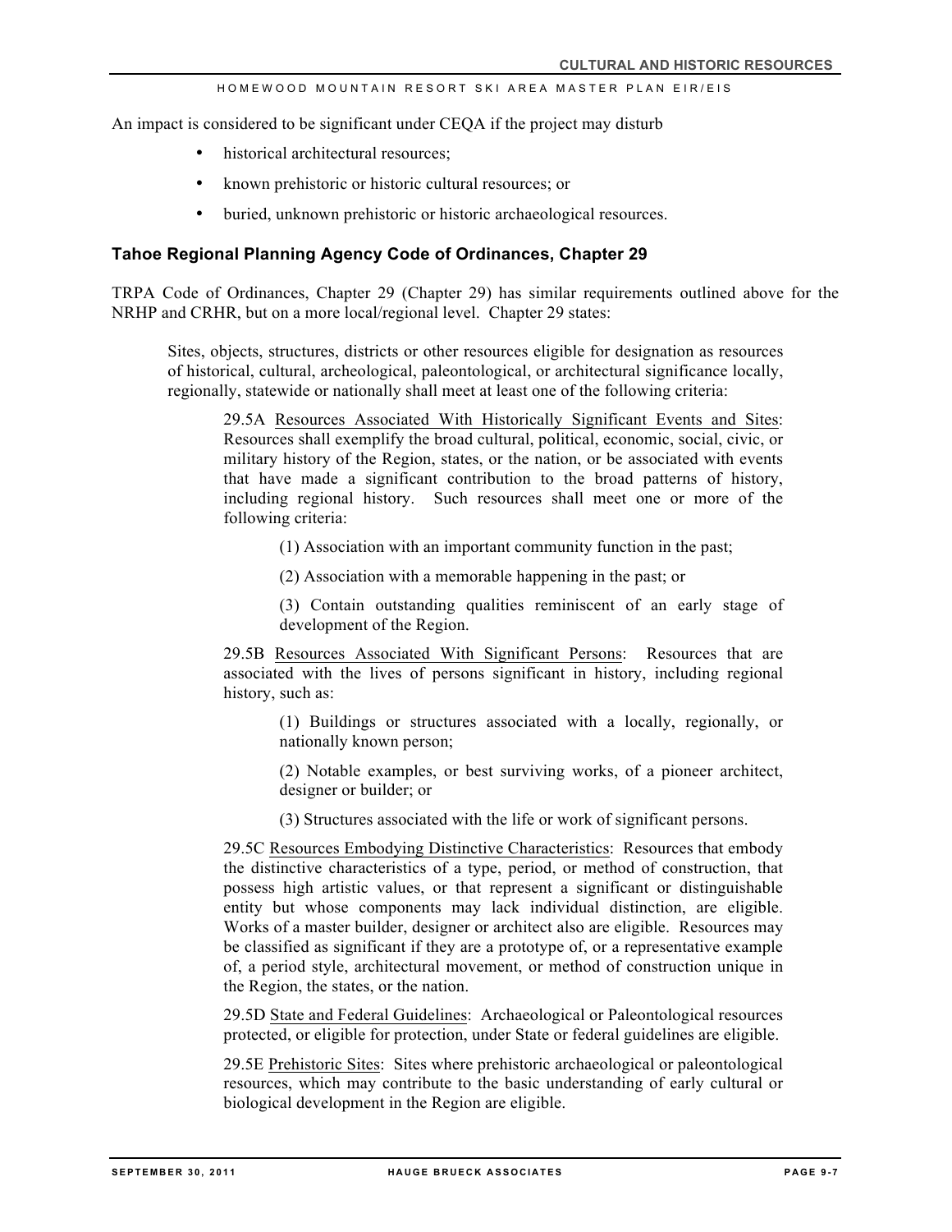An impact is considered to be significant under CEQA if the project may disturb

- historical architectural resources;
- known prehistoric or historic cultural resources; or
- buried, unknown prehistoric or historic archaeological resources.

### Tahoe Regional Planning Agency Code of Ordinances, Chapter 29

TRPA Code of Ordinances, Chapter 29 (Chapter 29) has similar requirements outlined above for the NRHP and CRHR, but on a more local/regional level. Chapter 29 states:

> Sites, objects, structures, districts or other resources eligible for designation as resources of historical, cultural, archeological, paleontological, or architectural significance locally, regionally, statewide or nationally shall meet at least one of the following criteria:
>
> 29.5A <u>Resources Associated With Historically Significant Events and Sites</u>: Resources shall exemplify the broad cultural, political, economic, social, civic, or military history of the Region, states, or the nation, or be associated with events that have made a significant contribution to the broad patterns of history, including regional history. Such resources shall meet one or more of the following criteria:
>
> (1) Association with an important community function in the past;
>
> (2) Association with a memorable happening in the past; or
>
> (3) Contain outstanding qualities reminiscent of an early stage of development of the Region.
>
> 29.5B <u>Resources Associated With Significant Persons</u>: Resources that are associated with the lives of persons significant in history, including regional history, such as:
>
> (1) Buildings or structures associated with a locally, regionally, or nationally known person;
>
> (2) Notable examples, or best surviving works, of a pioneer architect, designer or builder; or
>
> (3) Structures associated with the life or work of significant persons.
>
> 29.5C <u>Resources Embodying Distinctive Characteristics</u>: Resources that embody the distinctive characteristics of a type, period, or method of construction, that possess high artistic values, or that represent a significant or distinguishable entity but whose components may lack individual distinction, are eligible. Works of a master builder, designer or architect also are eligible. Resources may be classified as significant if they are a prototype of, or a representative example of, a period style, architectural movement, or method of construction unique in the Region, the states, or the nation.
>
> 29.5D <u>State and Federal Guidelines</u>: Archaeological or Paleontological resources protected, or eligible for protection, under State or federal guidelines are eligible.
>
> 29.5E <u>Prehistoric Sites</u>: Sites where prehistoric archaeological or paleontological resources, which may contribute to the basic understanding of early cultural or biological development in the Region are eligible.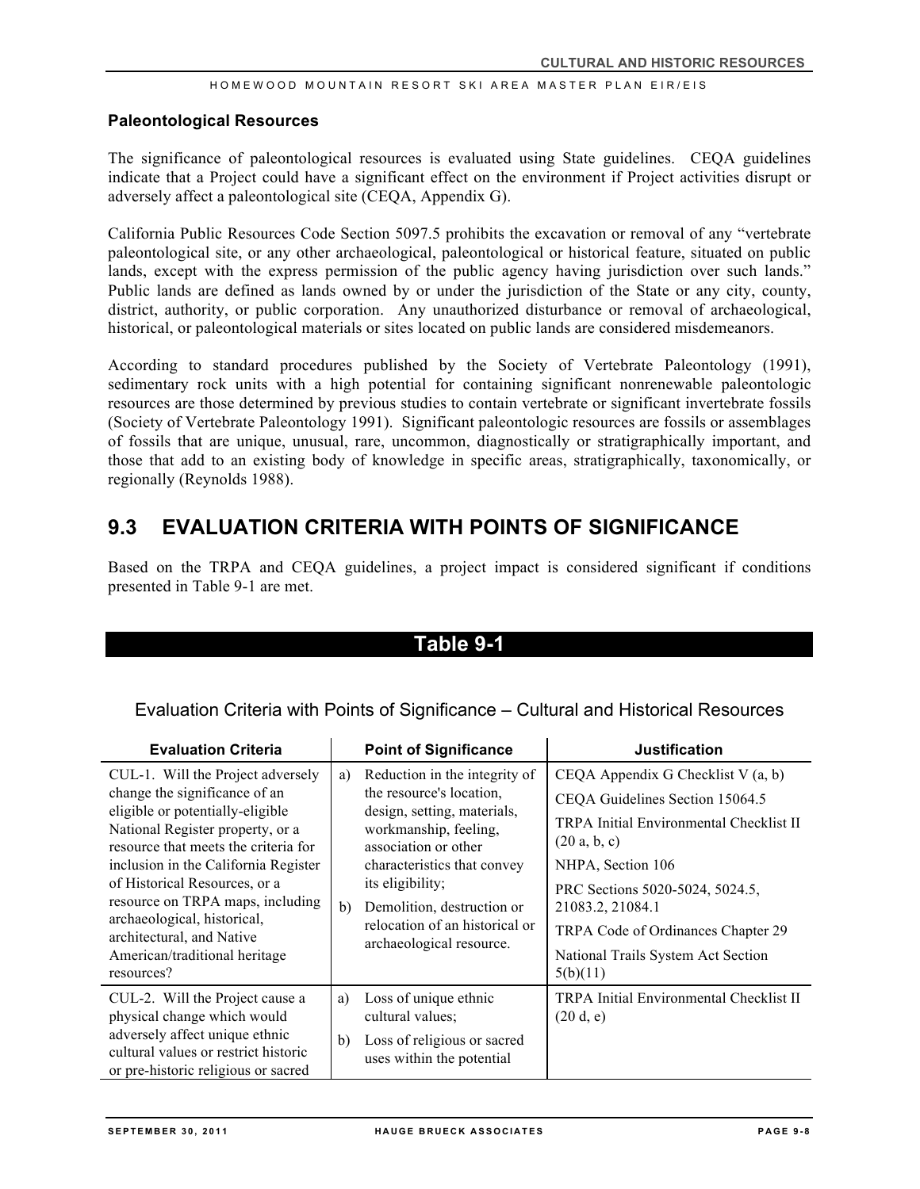### Paleontological Resources

The significance of paleontological resources is evaluated using State guidelines. CEQA guidelines indicate that a Project could have a significant effect on the environment if Project activities disrupt or adversely affect a paleontological site (CEQA, Appendix G).

California Public Resources Code Section 5097.5 prohibits the excavation or removal of any "vertebrate paleontological site, or any other archaeological, paleontological or historical feature, situated on public lands, except with the express permission of the public agency having jurisdiction over such lands." Public lands are defined as lands owned by or under the jurisdiction of the State or any city, county, district, authority, or public corporation. Any unauthorized disturbance or removal of archaeological, historical, or paleontological materials or sites located on public lands are considered misdemeanors.

According to standard procedures published by the Society of Vertebrate Paleontology (1991), sedimentary rock units with a high potential for containing significant nonrenewable paleontologic resources are those determined by previous studies to contain vertebrate or significant invertebrate fossils (Society of Vertebrate Paleontology 1991). Significant paleontologic resources are fossils or assemblages of fossils that are unique, unusual, rare, uncommon, diagnostically or stratigraphically important, and those that add to an existing body of knowledge in specific areas, stratigraphically, taxonomically, or regionally (Reynolds 1988).

## 9.3 EVALUATION CRITERIA WITH POINTS OF SIGNIFICANCE

Based on the TRPA and CEQA guidelines, a project impact is considered significant if conditions presented in Table 9-1 are met.

**Table 9-1**

Evaluation Criteria with Points of Significance – Cultural and Historical Resources

| Evaluation Criteria | Point of Significance | Justification |
|---|---|---|
| CUL-1. Will the Project adversely change the significance of an eligible or potentially-eligible National Register property, or a resource that meets the criteria for inclusion in the California Register of Historical Resources, or a resource on TRPA maps, including archaeological, historical, architectural, and Native American/traditional heritage resources? | a) Reduction in the integrity of the resource's location, design, setting, materials, workmanship, feeling, association or other characteristics that convey its eligibility;<br>b) Demolition, destruction or relocation of an historical or archaeological resource. | CEQA Appendix G Checklist V (a, b)<br>CEQA Guidelines Section 15064.5<br>TRPA Initial Environmental Checklist II (20 a, b, c)<br>NHPA, Section 106<br>PRC Sections 5020-5024, 5024.5, 21083.2, 21084.1<br>TRPA Code of Ordinances Chapter 29<br>National Trails System Act Section 5(b)(11) |
| CUL-2. Will the Project cause a physical change which would adversely affect unique ethnic cultural values or restrict historic or pre-historic religious or sacred | a) Loss of unique ethnic cultural values;<br>b) Loss of religious or sacred uses within the potential | TRPA Initial Environmental Checklist II (20 d, e) |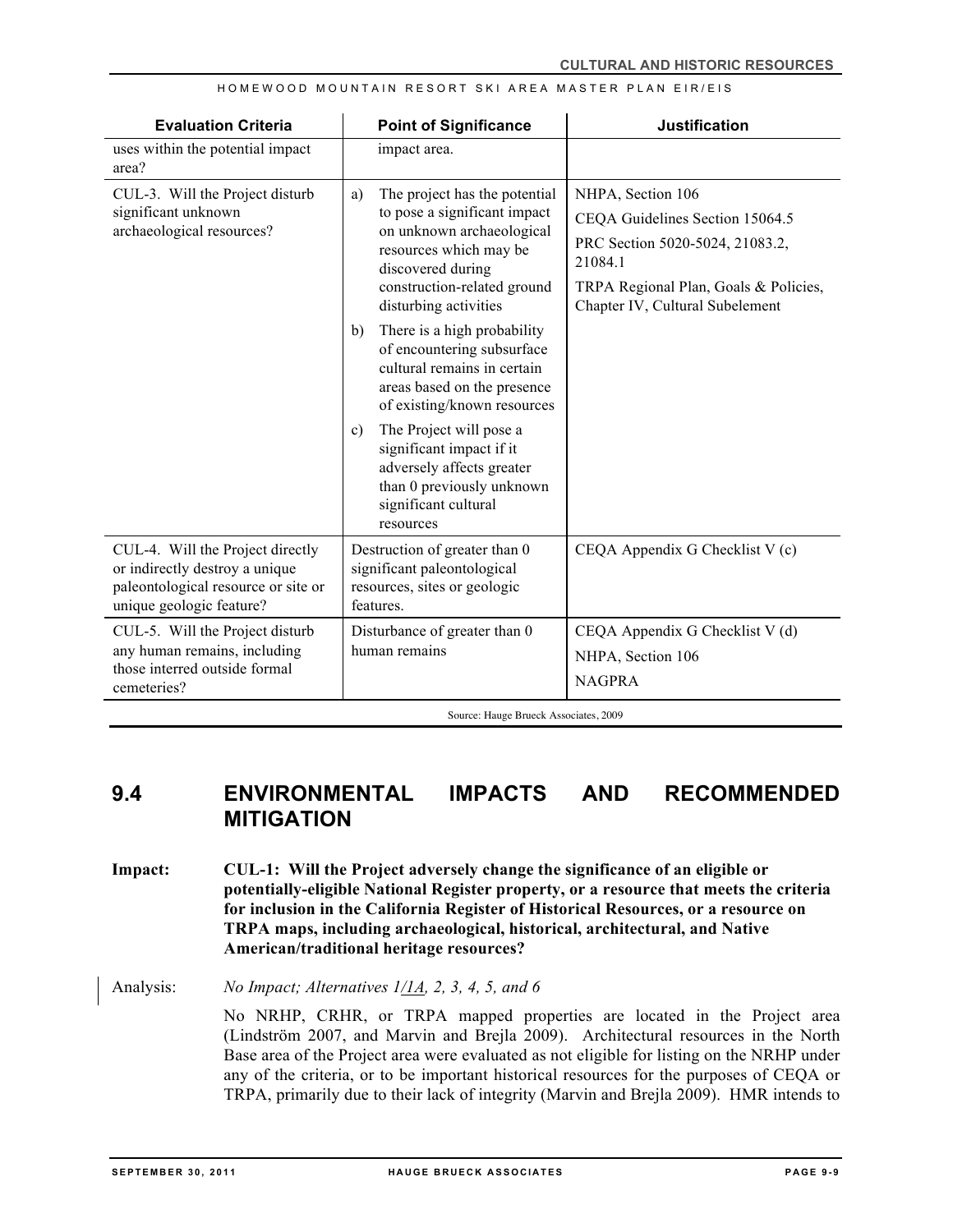| Evaluation Criteria | Point of Significance | Justification |
|---|---|---|
| uses within the potential impact area? | impact area. | |
| CUL-3. Will the Project disturb significant unknown archaeological resources? | a) The project has the potential to pose a significant impact on unknown archaeological resources which may be discovered during construction-related ground disturbing activities<br>b) There is a high probability of encountering subsurface cultural remains in certain areas based on the presence of existing/known resources<br>c) The Project will pose a significant impact if it adversely affects greater than 0 previously unknown significant cultural resources | NHPA, Section 106<br>CEQA Guidelines Section 15064.5<br>PRC Section 5020-5024, 21083.2, 21084.1<br>TRPA Regional Plan, Goals & Policies, Chapter IV, Cultural Subelement |
| CUL-4. Will the Project directly or indirectly destroy a unique paleontological resource or site or unique geologic feature? | Destruction of greater than 0 significant paleontological resources, sites or geologic features. | CEQA Appendix G Checklist V (c) |
| CUL-5. Will the Project disturb any human remains, including those interred outside formal cemeteries? | Disturbance of greater than 0 human remains | CEQA Appendix G Checklist V (d)<br>NHPA, Section 106<br>NAGPRA |

Source: Hauge Brueck Associates, 2009

## 9.4 ENVIRONMENTAL IMPACTS AND RECOMMENDED MITIGATION

**Impact: CUL-1: Will the Project adversely change the significance of an eligible or potentially-eligible National Register property, or a resource that meets the criteria for inclusion in the California Register of Historical Resources, or a resource on TRPA maps, including archaeological, historical, architectural, and Native American/traditional heritage resources?**

Analysis: *No Impact; Alternatives 1/1A, 2, 3, 4, 5, and 6*

No NRHP, CRHR, or TRPA mapped properties are located in the Project area (Lindström 2007, and Marvin and Brejla 2009). Architectural resources in the North Base area of the Project area were evaluated as not eligible for listing on the NRHP under any of the criteria, or to be important historical resources for the purposes of CEQA or TRPA, primarily due to their lack of integrity (Marvin and Brejla 2009). HMR intends to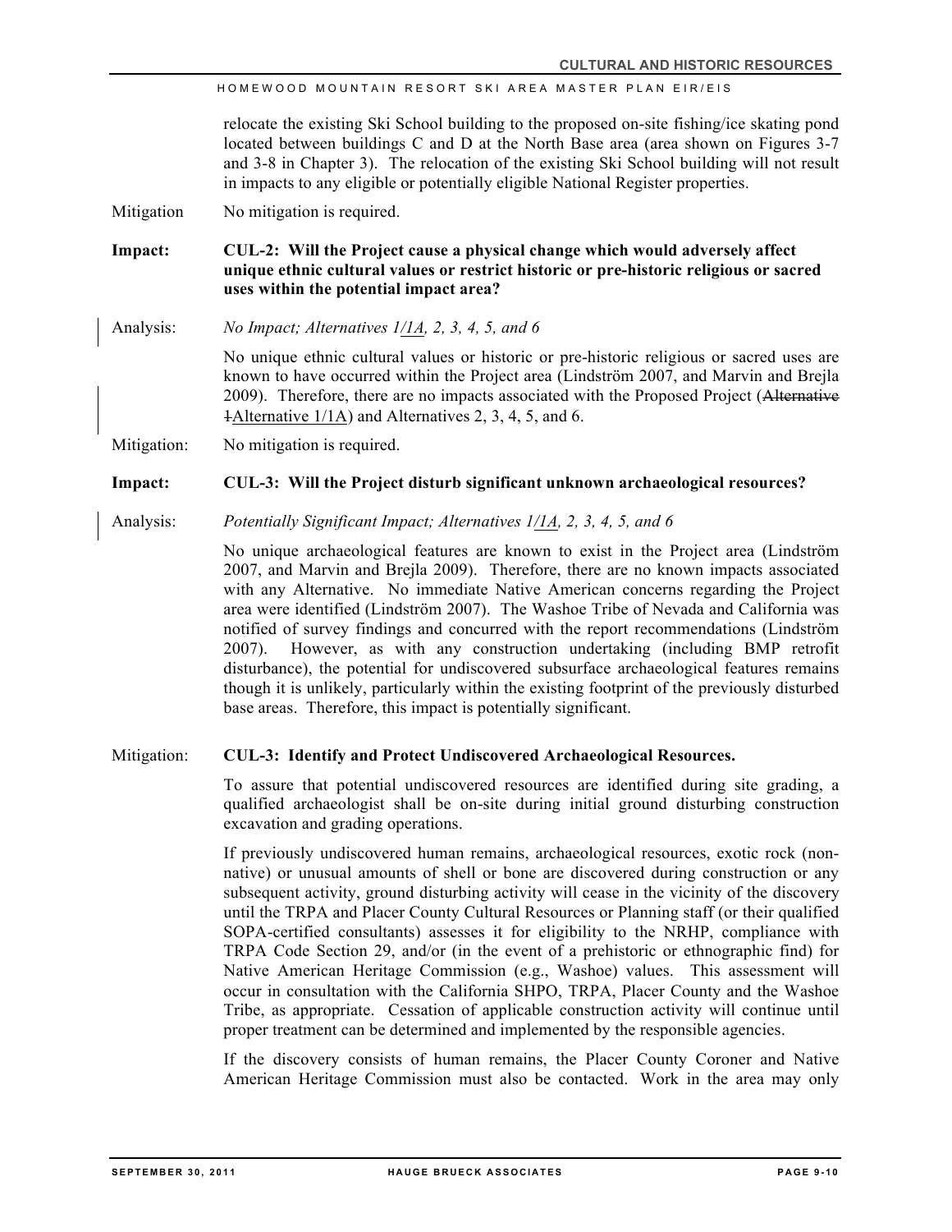relocate the existing Ski School building to the proposed on-site fishing/ice skating pond located between buildings C and D at the North Base area (area shown on Figures 3-7 and 3-8 in Chapter 3). The relocation of the existing Ski School building will not result in impacts to any eligible or potentially eligible National Register properties.

Mitigation No mitigation is required.

**Impact: CUL-2: Will the Project cause a physical change which would adversely affect unique ethnic cultural values or restrict historic or pre-historic religious or sacred uses within the potential impact area?**

Analysis: *No Impact; Alternatives 1/1A, 2, 3, 4, 5, and 6*

No unique ethnic cultural values or historic or pre-historic religious or sacred uses are known to have occurred within the Project area (Lindström 2007, and Marvin and Brejla 2009). Therefore, there are no impacts associated with the Proposed Project (~~Alternative 1~~Alternative 1/1A) and Alternatives 2, 3, 4, 5, and 6.

Mitigation: No mitigation is required.

**Impact: CUL-3: Will the Project disturb significant unknown archaeological resources?**

Analysis: *Potentially Significant Impact; Alternatives 1/1A, 2, 3, 4, 5, and 6*

No unique archaeological features are known to exist in the Project area (Lindström 2007, and Marvin and Brejla 2009). Therefore, there are no known impacts associated with any Alternative. No immediate Native American concerns regarding the Project area were identified (Lindström 2007). The Washoe Tribe of Nevada and California was notified of survey findings and concurred with the report recommendations (Lindström 2007). However, as with any construction undertaking (including BMP retrofit disturbance), the potential for undiscovered subsurface archaeological features remains though it is unlikely, particularly within the existing footprint of the previously disturbed base areas. Therefore, this impact is potentially significant.

Mitigation: **CUL-3: Identify and Protect Undiscovered Archaeological Resources.**

To assure that potential undiscovered resources are identified during site grading, a qualified archaeologist shall be on-site during initial ground disturbing construction excavation and grading operations.

If previously undiscovered human remains, archaeological resources, exotic rock (non-native) or unusual amounts of shell or bone are discovered during construction or any subsequent activity, ground disturbing activity will cease in the vicinity of the discovery until the TRPA and Placer County Cultural Resources or Planning staff (or their qualified SOPA-certified consultants) assesses it for eligibility to the NRHP, compliance with TRPA Code Section 29, and/or (in the event of a prehistoric or ethnographic find) for Native American Heritage Commission (e.g., Washoe) values. This assessment will occur in consultation with the California SHPO, TRPA, Placer County and the Washoe Tribe, as appropriate. Cessation of applicable construction activity will continue until proper treatment can be determined and implemented by the responsible agencies.

If the discovery consists of human remains, the Placer County Coroner and Native American Heritage Commission must also be contacted. Work in the area may only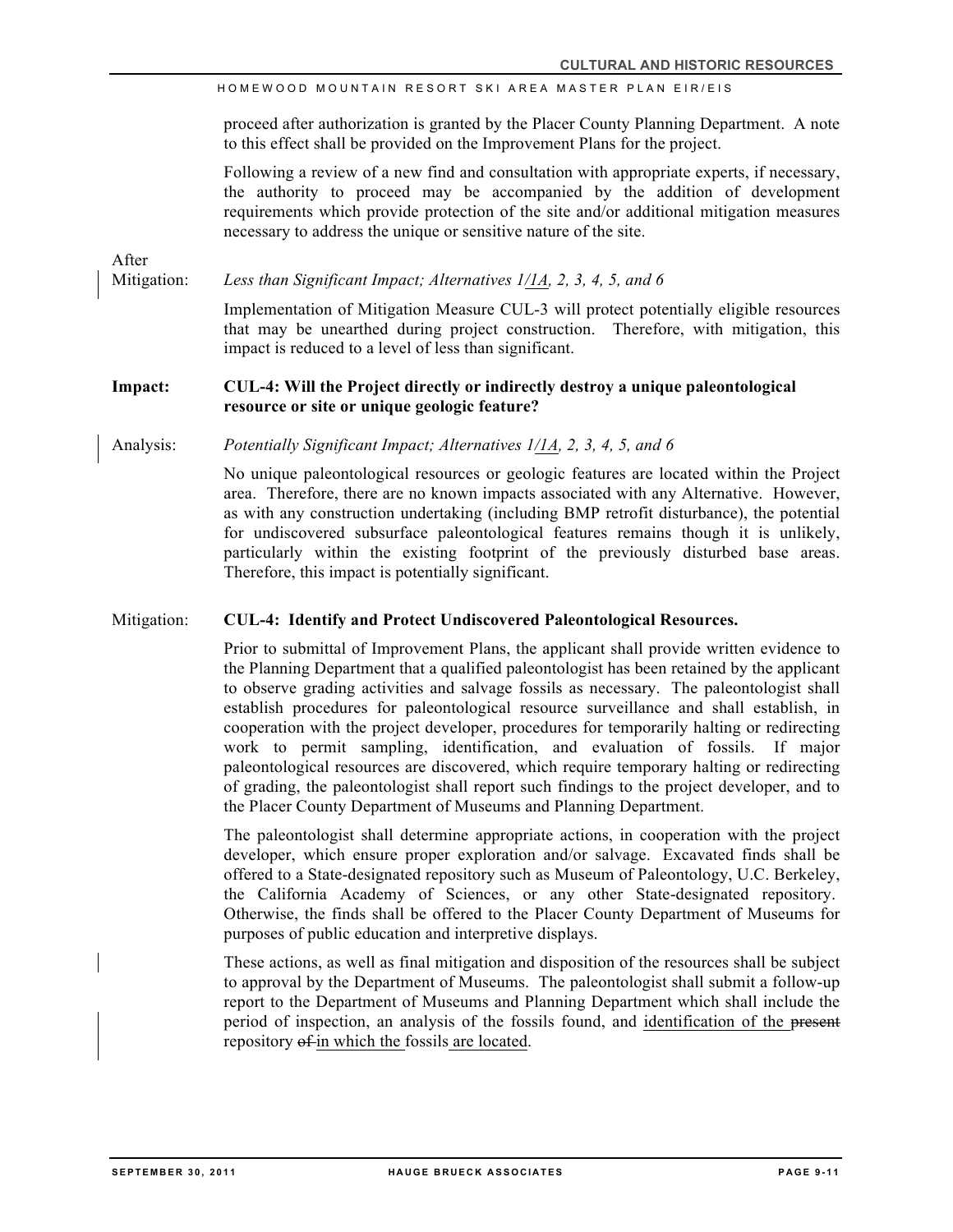proceed after authorization is granted by the Placer County Planning Department. A note to this effect shall be provided on the Improvement Plans for the project.

Following a review of a new find and consultation with appropriate experts, if necessary, the authority to proceed may be accompanied by the addition of development requirements which provide protection of the site and/or additional mitigation measures necessary to address the unique or sensitive nature of the site.

After Mitigation: *Less than Significant Impact; Alternatives 1/1A, 2, 3, 4, 5, and 6*

Implementation of Mitigation Measure CUL-3 will protect potentially eligible resources that may be unearthed during project construction. Therefore, with mitigation, this impact is reduced to a level of less than significant.

**Impact: CUL-4: Will the Project directly or indirectly destroy a unique paleontological resource or site or unique geologic feature?**

Analysis: *Potentially Significant Impact; Alternatives 1/1A, 2, 3, 4, 5, and 6*

No unique paleontological resources or geologic features are located within the Project area. Therefore, there are no known impacts associated with any Alternative. However, as with any construction undertaking (including BMP retrofit disturbance), the potential for undiscovered subsurface paleontological features remains though it is unlikely, particularly within the existing footprint of the previously disturbed base areas. Therefore, this impact is potentially significant.

Mitigation: **CUL-4: Identify and Protect Undiscovered Paleontological Resources.**

Prior to submittal of Improvement Plans, the applicant shall provide written evidence to the Planning Department that a qualified paleontologist has been retained by the applicant to observe grading activities and salvage fossils as necessary. The paleontologist shall establish procedures for paleontological resource surveillance and shall establish, in cooperation with the project developer, procedures for temporarily halting or redirecting work to permit sampling, identification, and evaluation of fossils. If major paleontological resources are discovered, which require temporary halting or redirecting of grading, the paleontologist shall report such findings to the project developer, and to the Placer County Department of Museums and Planning Department.

The paleontologist shall determine appropriate actions, in cooperation with the project developer, which ensure proper exploration and/or salvage. Excavated finds shall be offered to a State-designated repository such as Museum of Paleontology, U.C. Berkeley, the California Academy of Sciences, or any other State-designated repository. Otherwise, the finds shall be offered to the Placer County Department of Museums for purposes of public education and interpretive displays.

These actions, as well as final mitigation and disposition of the resources shall be subject to approval by the Department of Museums. The paleontologist shall submit a follow-up report to the Department of Museums and Planning Department which shall include the period of inspection, an analysis of the fossils found, and identification of the ~~present~~ repository ~~of~~ in which the fossils are located.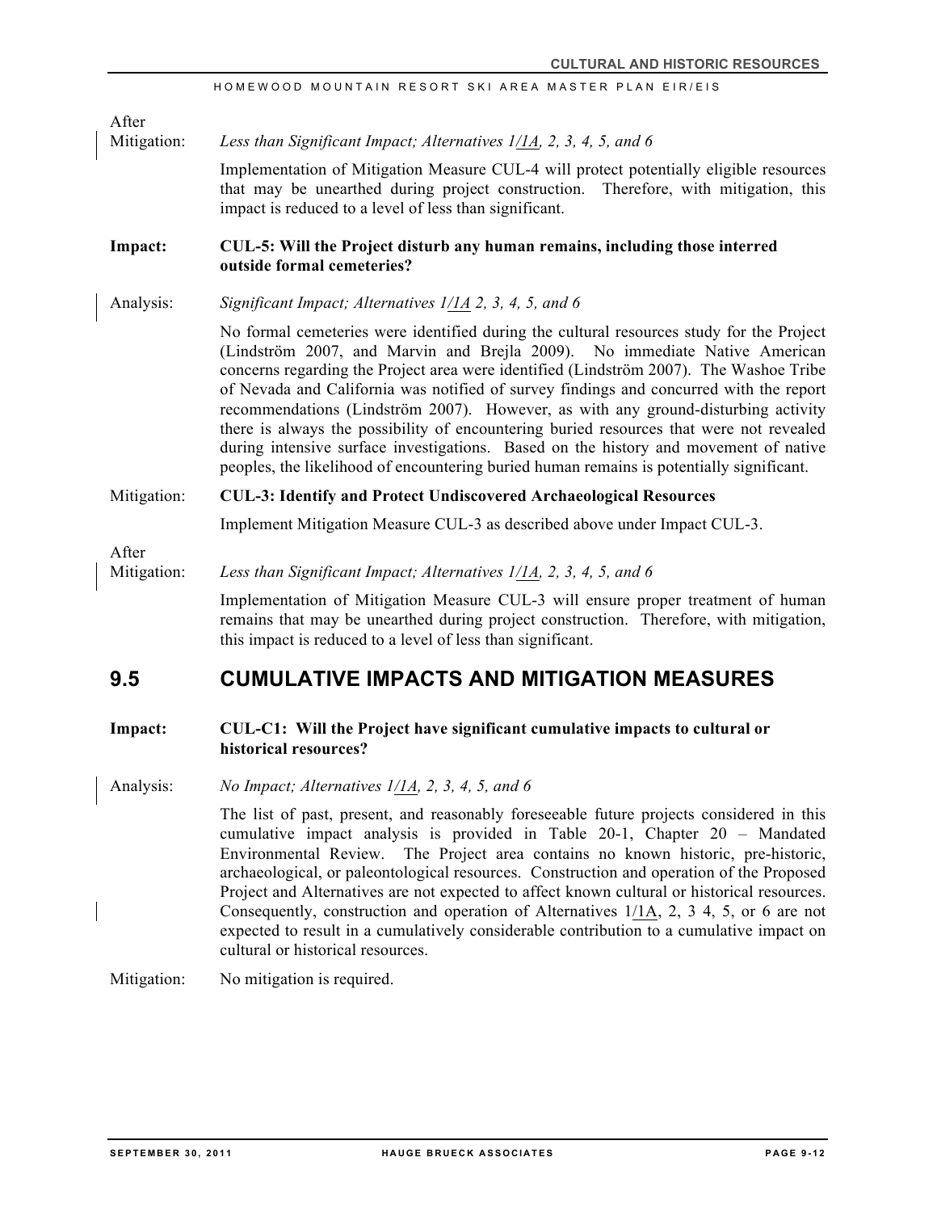After Mitigation: *Less than Significant Impact; Alternatives 1/1A, 2, 3, 4, 5, and 6*

Implementation of Mitigation Measure CUL-4 will protect potentially eligible resources that may be unearthed during project construction. Therefore, with mitigation, this impact is reduced to a level of less than significant.

**Impact: CUL-5: Will the Project disturb any human remains, including those interred outside formal cemeteries?**

Analysis: *Significant Impact; Alternatives 1/1A 2, 3, 4, 5, and 6*

No formal cemeteries were identified during the cultural resources study for the Project (Lindström 2007, and Marvin and Brejla 2009). No immediate Native American concerns regarding the Project area were identified (Lindström 2007). The Washoe Tribe of Nevada and California was notified of survey findings and concurred with the report recommendations (Lindström 2007). However, as with any ground-disturbing activity there is always the possibility of encountering buried resources that were not revealed during intensive surface investigations. Based on the history and movement of native peoples, the likelihood of encountering buried human remains is potentially significant.

Mitigation: **CUL-3: Identify and Protect Undiscovered Archaeological Resources**

Implement Mitigation Measure CUL-3 as described above under Impact CUL-3.

After Mitigation: *Less than Significant Impact; Alternatives 1/1A, 2, 3, 4, 5, and 6*

Implementation of Mitigation Measure CUL-3 will ensure proper treatment of human remains that may be unearthed during project construction. Therefore, with mitigation, this impact is reduced to a level of less than significant.

## 9.5 CUMULATIVE IMPACTS AND MITIGATION MEASURES

**Impact: CUL-C1: Will the Project have significant cumulative impacts to cultural or historical resources?**

Analysis: *No Impact; Alternatives 1/1A, 2, 3, 4, 5, and 6*

The list of past, present, and reasonably foreseeable future projects considered in this cumulative impact analysis is provided in Table 20-1, Chapter 20 – Mandated Environmental Review. The Project area contains no known historic, pre-historic, archaeological, or paleontological resources. Construction and operation of the Proposed Project and Alternatives are not expected to affect known cultural or historical resources. Consequently, construction and operation of Alternatives 1/1A, 2, 3 4, 5, or 6 are not expected to result in a cumulatively considerable contribution to a cumulative impact on cultural or historical resources.

Mitigation: No mitigation is required.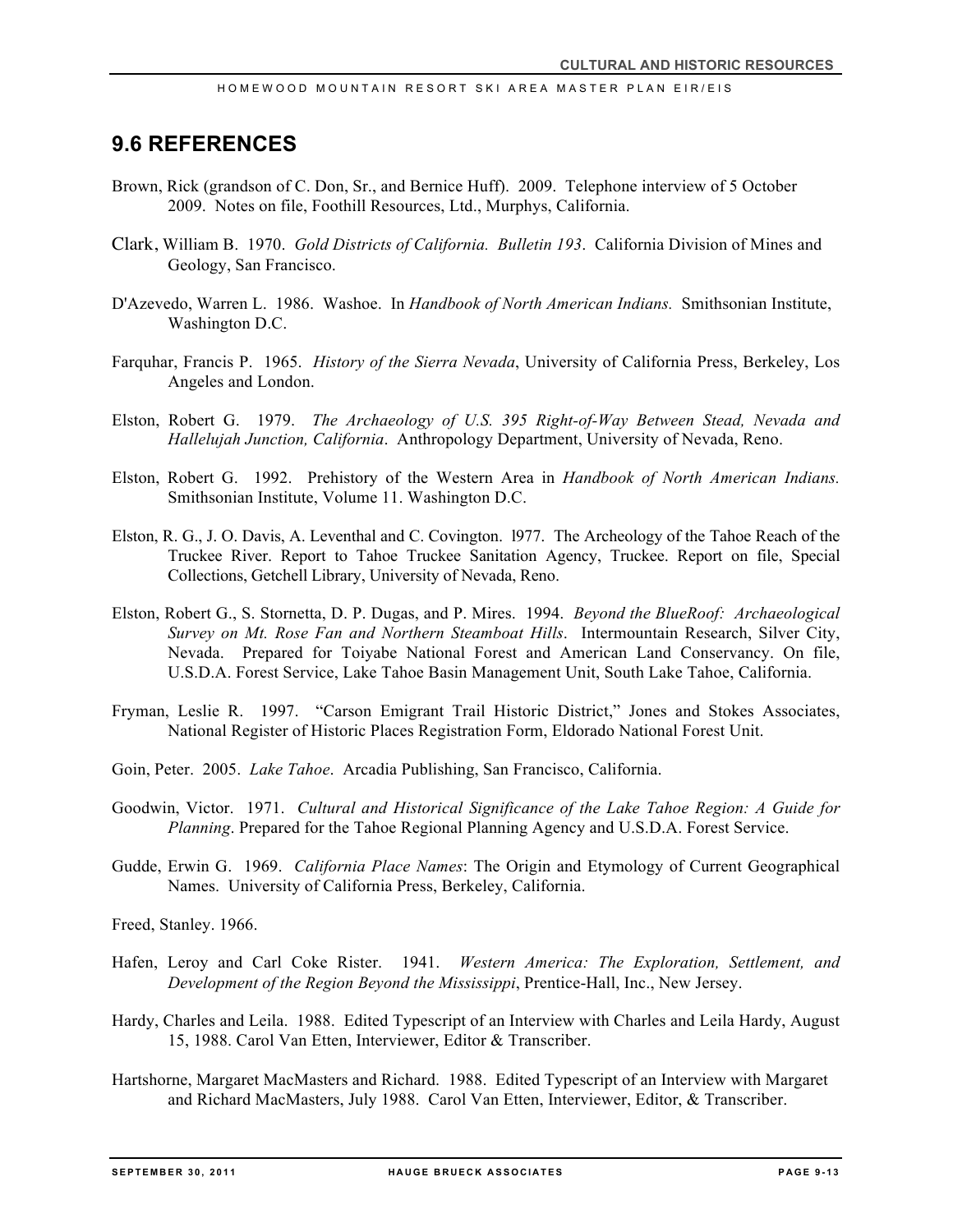## 9.6 REFERENCES

Brown, Rick (grandson of C. Don, Sr., and Bernice Huff). 2009. Telephone interview of 5 October 2009. Notes on file, Foothill Resources, Ltd., Murphys, California.

Clark, William B. 1970. *Gold Districts of California. Bulletin 193*. California Division of Mines and Geology, San Francisco.

D'Azevedo, Warren L. 1986. Washoe. In *Handbook of North American Indians.* Smithsonian Institute, Washington D.C.

Farquhar, Francis P. 1965. *History of the Sierra Nevada*, University of California Press, Berkeley, Los Angeles and London.

Elston, Robert G. 1979. *The Archaeology of U.S. 395 Right-of-Way Between Stead, Nevada and Hallelujah Junction, California*. Anthropology Department, University of Nevada, Reno.

Elston, Robert G. 1992. Prehistory of the Western Area in *Handbook of North American Indians.* Smithsonian Institute, Volume 11. Washington D.C.

Elston, R. G., J. O. Davis, A. Leventhal and C. Covington. l977. The Archeology of the Tahoe Reach of the Truckee River. Report to Tahoe Truckee Sanitation Agency, Truckee. Report on file, Special Collections, Getchell Library, University of Nevada, Reno.

Elston, Robert G., S. Stornetta, D. P. Dugas, and P. Mires. 1994. *Beyond the BlueRoof: Archaeological Survey on Mt. Rose Fan and Northern Steamboat Hills*. Intermountain Research, Silver City, Nevada. Prepared for Toiyabe National Forest and American Land Conservancy. On file, U.S.D.A. Forest Service, Lake Tahoe Basin Management Unit, South Lake Tahoe, California.

Fryman, Leslie R. 1997. "Carson Emigrant Trail Historic District," Jones and Stokes Associates, National Register of Historic Places Registration Form, Eldorado National Forest Unit.

Goin, Peter. 2005. *Lake Tahoe*. Arcadia Publishing, San Francisco, California.

Goodwin, Victor. 1971. *Cultural and Historical Significance of the Lake Tahoe Region: A Guide for Planning*. Prepared for the Tahoe Regional Planning Agency and U.S.D.A. Forest Service.

Gudde, Erwin G. 1969. *California Place Names*: The Origin and Etymology of Current Geographical Names. University of California Press, Berkeley, California.

Freed, Stanley. 1966.

Hafen, Leroy and Carl Coke Rister. 1941. *Western America: The Exploration, Settlement, and Development of the Region Beyond the Mississippi*, Prentice-Hall, Inc., New Jersey.

Hardy, Charles and Leila. 1988. Edited Typescript of an Interview with Charles and Leila Hardy, August 15, 1988. Carol Van Etten, Interviewer, Editor & Transcriber.

Hartshorne, Margaret MacMasters and Richard. 1988. Edited Typescript of an Interview with Margaret and Richard MacMasters, July 1988. Carol Van Etten, Interviewer, Editor, & Transcriber.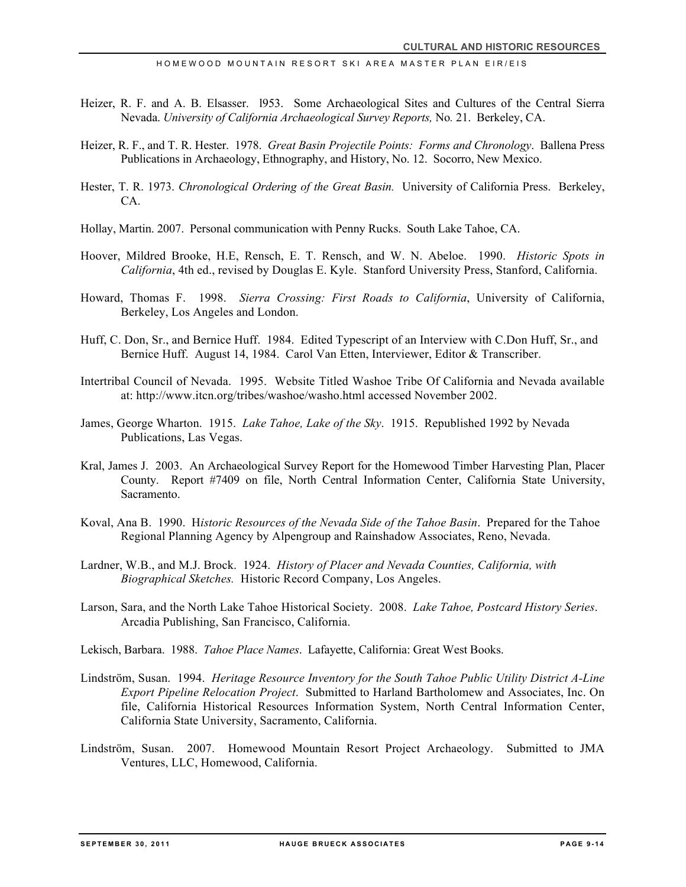Heizer, R. F. and A. B. Elsasser. l953. Some Archaeological Sites and Cultures of the Central Sierra Nevada. *University of California Archaeological Survey Reports,* No. 21. Berkeley, CA.

Heizer, R. F., and T. R. Hester. 1978. *Great Basin Projectile Points: Forms and Chronology*. Ballena Press Publications in Archaeology, Ethnography, and History, No. 12. Socorro, New Mexico.

Hester, T. R. 1973. *Chronological Ordering of the Great Basin.* University of California Press. Berkeley, CA.

Hollay, Martin. 2007. Personal communication with Penny Rucks. South Lake Tahoe, CA.

Hoover, Mildred Brooke, H.E, Rensch, E. T. Rensch, and W. N. Abeloe. 1990. *Historic Spots in California*, 4th ed., revised by Douglas E. Kyle. Stanford University Press, Stanford, California.

Howard, Thomas F. 1998. *Sierra Crossing: First Roads to California*, University of California, Berkeley, Los Angeles and London.

Huff, C. Don, Sr., and Bernice Huff. 1984. Edited Typescript of an Interview with C.Don Huff, Sr., and Bernice Huff. August 14, 1984. Carol Van Etten, Interviewer, Editor & Transcriber.

Intertribal Council of Nevada. 1995. Website Titled Washoe Tribe Of California and Nevada available at: http://www.itcn.org/tribes/washoe/washo.html accessed November 2002.

James, George Wharton. 1915. *Lake Tahoe, Lake of the Sky*. 1915. Republished 1992 by Nevada Publications, Las Vegas.

Kral, James J. 2003. An Archaeological Survey Report for the Homewood Timber Harvesting Plan, Placer County. Report #7409 on file, North Central Information Center, California State University, Sacramento.

Koval, Ana B. 1990. H*istoric Resources of the Nevada Side of the Tahoe Basin*. Prepared for the Tahoe Regional Planning Agency by Alpengroup and Rainshadow Associates, Reno, Nevada.

Lardner, W.B., and M.J. Brock. 1924. *History of Placer and Nevada Counties, California, with Biographical Sketches.* Historic Record Company, Los Angeles.

Larson, Sara, and the North Lake Tahoe Historical Society. 2008. *Lake Tahoe, Postcard History Series*. Arcadia Publishing, San Francisco, California.

Lekisch, Barbara. 1988. *Tahoe Place Names*. Lafayette, California: Great West Books.

Lindström, Susan. 1994. *Heritage Resource Inventory for the South Tahoe Public Utility District A-Line Export Pipeline Relocation Project*. Submitted to Harland Bartholomew and Associates, Inc. On file, California Historical Resources Information System, North Central Information Center, California State University, Sacramento, California.

Lindström, Susan. 2007. Homewood Mountain Resort Project Archaeology. Submitted to JMA Ventures, LLC, Homewood, California.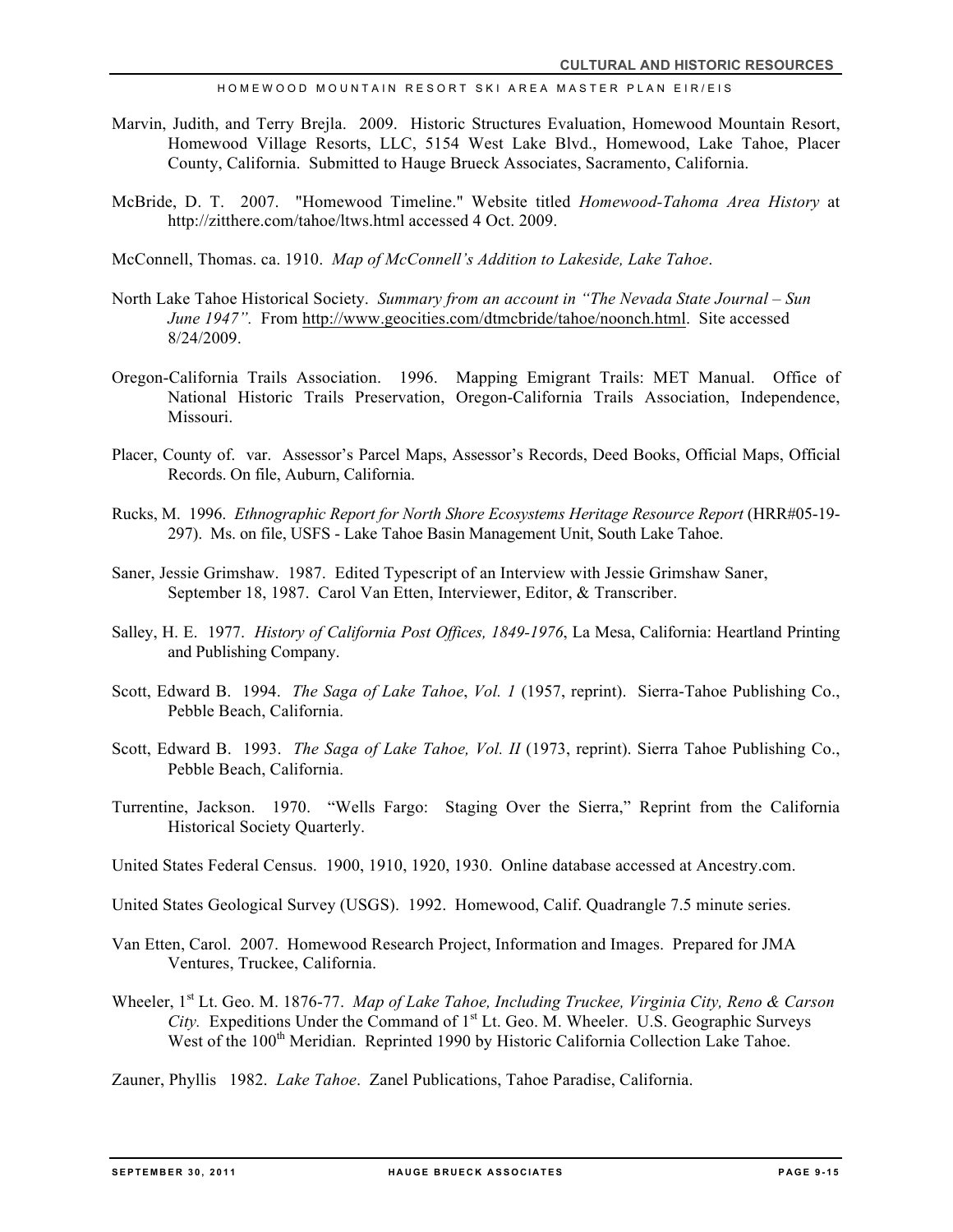Marvin, Judith, and Terry Brejla. 2009. Historic Structures Evaluation, Homewood Mountain Resort, Homewood Village Resorts, LLC, 5154 West Lake Blvd., Homewood, Lake Tahoe, Placer County, California. Submitted to Hauge Brueck Associates, Sacramento, California.

McBride, D. T. 2007. "Homewood Timeline." Website titled *Homewood-Tahoma Area History* at http://zitthere.com/tahoe/ltws.html accessed 4 Oct. 2009.

McConnell, Thomas. ca. 1910. *Map of McConnell's Addition to Lakeside, Lake Tahoe*.

North Lake Tahoe Historical Society. *Summary from an account in "The Nevada State Journal – Sun June 1947".* From http://www.geocities.com/dtmcbride/tahoe/noonch.html. Site accessed 8/24/2009.

Oregon-California Trails Association. 1996. Mapping Emigrant Trails: MET Manual. Office of National Historic Trails Preservation, Oregon-California Trails Association, Independence, Missouri.

Placer, County of. var. Assessor's Parcel Maps, Assessor's Records, Deed Books, Official Maps, Official Records. On file, Auburn, California.

Rucks, M. 1996. *Ethnographic Report for North Shore Ecosystems Heritage Resource Report* (HRR#05-19-297). Ms. on file, USFS - Lake Tahoe Basin Management Unit, South Lake Tahoe.

Saner, Jessie Grimshaw. 1987. Edited Typescript of an Interview with Jessie Grimshaw Saner, September 18, 1987. Carol Van Etten, Interviewer, Editor, & Transcriber.

Salley, H. E. 1977. *History of California Post Offices, 1849-1976*, La Mesa, California: Heartland Printing and Publishing Company.

Scott, Edward B. 1994. *The Saga of Lake Tahoe*, *Vol. 1* (1957, reprint). Sierra-Tahoe Publishing Co., Pebble Beach, California.

Scott, Edward B. 1993. *The Saga of Lake Tahoe, Vol. II* (1973, reprint). Sierra Tahoe Publishing Co., Pebble Beach, California.

Turrentine, Jackson. 1970. "Wells Fargo: Staging Over the Sierra," Reprint from the California Historical Society Quarterly.

United States Federal Census. 1900, 1910, 1920, 1930. Online database accessed at Ancestry.com.

United States Geological Survey (USGS). 1992. Homewood, Calif. Quadrangle 7.5 minute series.

Van Etten, Carol. 2007. Homewood Research Project, Information and Images. Prepared for JMA Ventures, Truckee, California.

Wheeler, 1st Lt. Geo. M. 1876-77. *Map of Lake Tahoe, Including Truckee, Virginia City, Reno & Carson City.* Expeditions Under the Command of 1st Lt. Geo. M. Wheeler. U.S. Geographic Surveys West of the 100th Meridian. Reprinted 1990 by Historic California Collection Lake Tahoe.

Zauner, Phyllis 1982. *Lake Tahoe*. Zanel Publications, Tahoe Paradise, California.